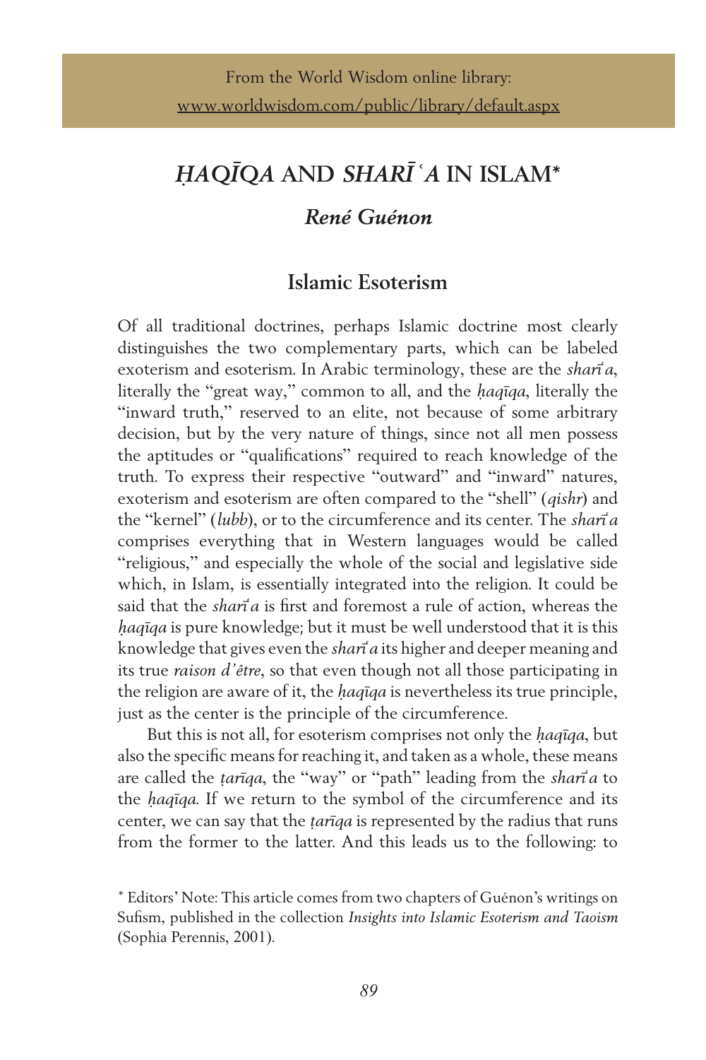From the World Wisdom online library:
www.worldwisdom.com/public/library/default.aspx

# *ḤAQĪQA* AND *SHARĪʿA* IN ISLAM*

## *René Guénon*

### Islamic Esoterism

Of all traditional doctrines, perhaps Islamic doctrine most clearly distinguishes the two complementary parts, which can be labeled exoterism and esoterism. In Arabic terminology, these are the *sharīʿa*, literally the "great way," common to all, and the *ḥaqīqa*, literally the "inward truth," reserved to an elite, not because of some arbitrary decision, but by the very nature of things, since not all men possess the aptitudes or "qualifications" required to reach knowledge of the truth. To express their respective "outward" and "inward" natures, exoterism and esoterism are often compared to the "shell" (*qishr*) and the "kernel" (*lubb*), or to the circumference and its center. The *sharīʿa* comprises everything that in Western languages would be called "religious," and especially the whole of the social and legislative side which, in Islam, is essentially integrated into the religion. It could be said that the *sharīʿa* is first and foremost a rule of action, whereas the *ḥaqīqa* is pure knowledge; but it must be well understood that it is this knowledge that gives even the *sharīʿa* its higher and deeper meaning and its true *raison d'être*, so that even though not all those participating in the religion are aware of it, the *ḥaqīqa* is nevertheless its true principle, just as the center is the principle of the circumference.

But this is not all, for esoterism comprises not only the *ḥaqīqa*, but also the specific means for reaching it, and taken as a whole, these means are called the *ṭarīqa*, the "way" or "path" leading from the *sharīʿa* to the *ḥaqīqa*. If we return to the symbol of the circumference and its center, we can say that the *ṭarīqa* is represented by the radius that runs from the former to the latter. And this leads us to the following: to

* Editors' Note: This article comes from two chapters of Guénon's writings on Sufism, published in the collection *Insights into Islamic Esoterism and Taoism* (Sophia Perennis, 2001).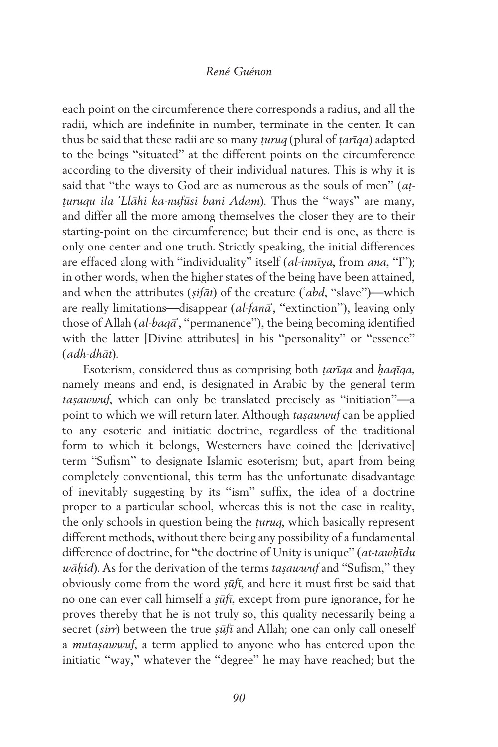each point on the circumference there corresponds a radius, and all the radii, which are indefinite in number, terminate in the center. It can thus be said that these radii are so many *ṭuruq* (plural of *ṭarīqa*) adapted to the beings "situated" at the different points on the circumference according to the diversity of their individual natures. This is why it is said that "the ways to God are as numerous as the souls of men" (*aṭ-ṭuruqu ila 'Llāhi ka-nufūsi bani Adam*). Thus the "ways" are many, and differ all the more among themselves the closer they are to their starting-point on the circumference; but their end is one, as there is only one center and one truth. Strictly speaking, the initial differences are effaced along with "individuality" itself (*al-innīya*, from *ana*, "I"); in other words, when the higher states of the being have been attained, and when the attributes (*ṣifāt*) of the creature (*ʿabd*, "slave")—which are really limitations—disappear (*al-fanāʾ*, "extinction"), leaving only those of Allah (*al-baqāʾ*, "permanence"), the being becoming identified with the latter [Divine attributes] in his "personality" or "essence" (*adh-dhāt*).

Esoterism, considered thus as comprising both *ṭarīqa* and *ḥaqīqa*, namely means and end, is designated in Arabic by the general term *taṣawwuf*, which can only be translated precisely as "initiation"—a point to which we will return later. Although *taṣawwuf* can be applied to any esoteric and initiatic doctrine, regardless of the traditional form to which it belongs, Westerners have coined the [derivative] term "Sufism" to designate Islamic esoterism; but, apart from being completely conventional, this term has the unfortunate disadvantage of inevitably suggesting by its "ism" suffix, the idea of a doctrine proper to a particular school, whereas this is not the case in reality, the only schools in question being the *ṭuruq*, which basically represent different methods, without there being any possibility of a fundamental difference of doctrine, for "the doctrine of Unity is unique" (*at-tawḥīdu wāḥid*). As for the derivation of the terms *taṣawwuf* and "Sufism," they obviously come from the word *ṣūfī*, and here it must first be said that no one can ever call himself a *ṣūfī*, except from pure ignorance, for he proves thereby that he is not truly so, this quality necessarily being a secret (*sirr*) between the true *ṣūfī* and Allah; one can only call oneself a *mutaṣawwuf*, a term applied to anyone who has entered upon the initiatic "way," whatever the "degree" he may have reached; but the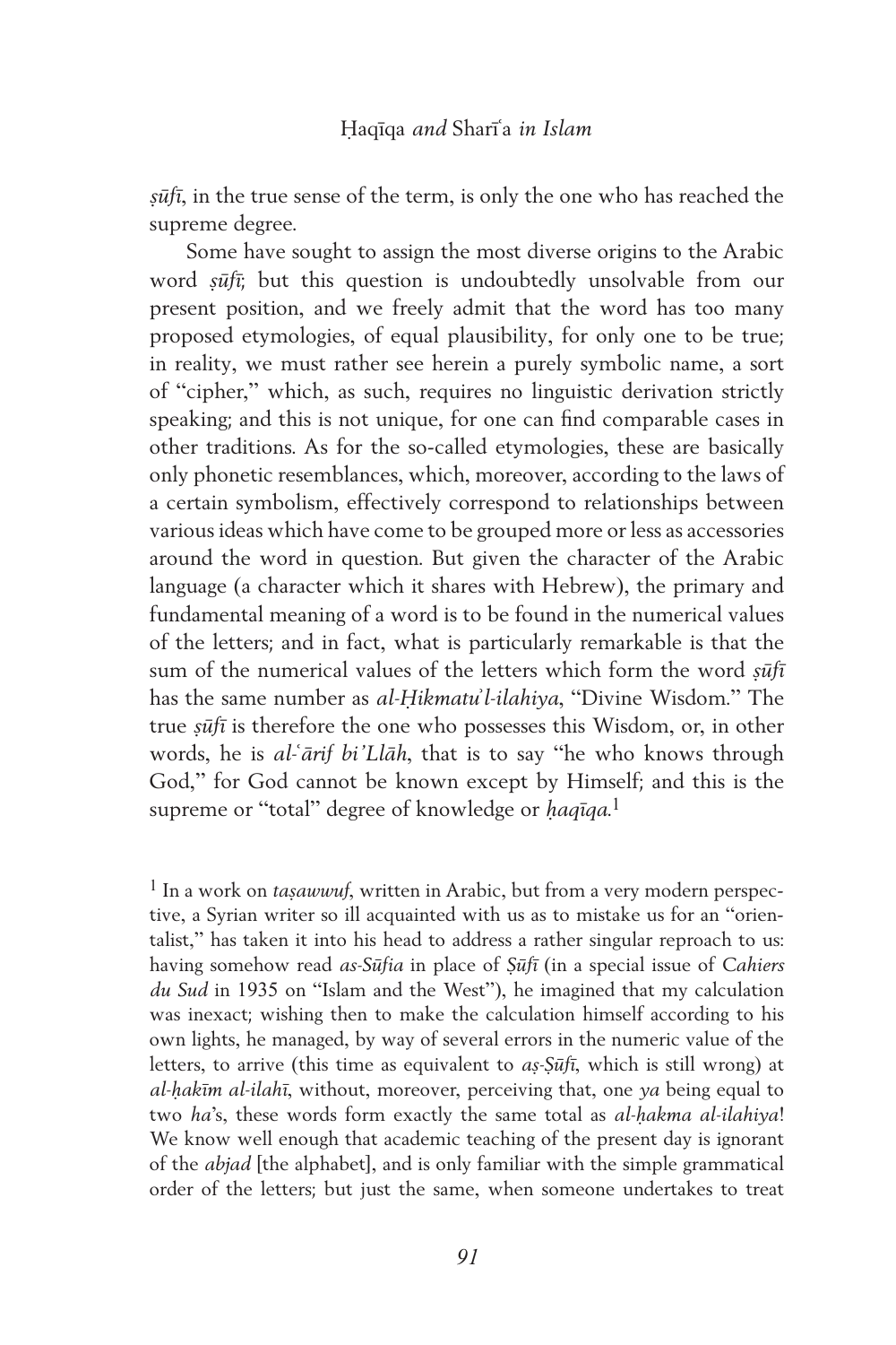*ṣūfī*, in the true sense of the term, is only the one who has reached the supreme degree.

Some have sought to assign the most diverse origins to the Arabic word *ṣūfī*; but this question is undoubtedly unsolvable from our present position, and we freely admit that the word has too many proposed etymologies, of equal plausibility, for only one to be true; in reality, we must rather see herein a purely symbolic name, a sort of "cipher," which, as such, requires no linguistic derivation strictly speaking; and this is not unique, for one can find comparable cases in other traditions. As for the so-called etymologies, these are basically only phonetic resemblances, which, moreover, according to the laws of a certain symbolism, effectively correspond to relationships between various ideas which have come to be grouped more or less as accessories around the word in question. But given the character of the Arabic language (a character which it shares with Hebrew), the primary and fundamental meaning of a word is to be found in the numerical values of the letters; and in fact, what is particularly remarkable is that the sum of the numerical values of the letters which form the word *ṣūfī* has the same number as *al-Ḥikmatu'l-ilahiya*, "Divine Wisdom." The true *ṣūfī* is therefore the one who possesses this Wisdom, or, in other words, he is *al-ʿārif bi'Llāh*, that is to say "he who knows through God," for God cannot be known except by Himself; and this is the supreme or "total" degree of knowledge or *ḥaqīqa*.[1]

[1] In a work on *taṣawwuf*, written in Arabic, but from a very modern perspective, a Syrian writer so ill acquainted with us as to mistake us for an "orientalist," has taken it into his head to address a rather singular reproach to us: having somehow read *as-Sūfia* in place of *Ṣūfī* (in a special issue of *Cahiers du Sud* in 1935 on "Islam and the West"), he imagined that my calculation was inexact; wishing then to make the calculation himself according to his own lights, he managed, by way of several errors in the numeric value of the letters, to arrive (this time as equivalent to *aṣ-Ṣūfī*, which is still wrong) at *al-ḥakīm al-ilahī*, without, moreover, perceiving that, one *ya* being equal to two *ha*'s, these words form exactly the same total as *al-ḥakma al-ilahiya*! We know well enough that academic teaching of the present day is ignorant of the *abjad* [the alphabet], and is only familiar with the simple grammatical order of the letters; but just the same, when someone undertakes to treat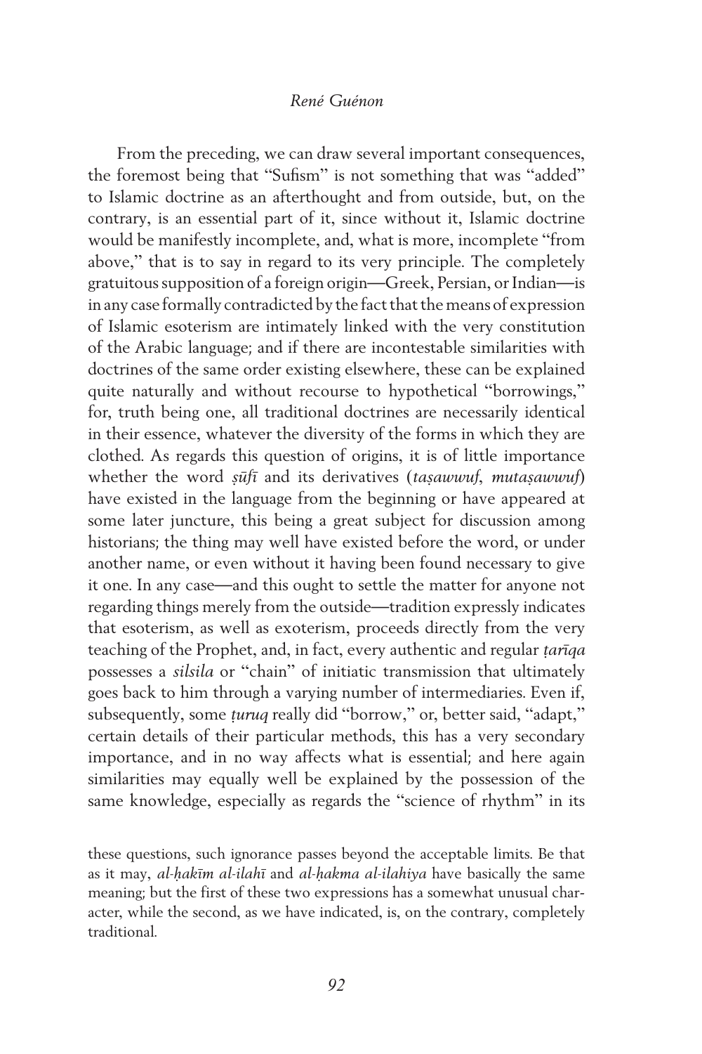From the preceding, we can draw several important consequences, the foremost being that "Sufism" is not something that was "added" to Islamic doctrine as an afterthought and from outside, but, on the contrary, is an essential part of it, since without it, Islamic doctrine would be manifestly incomplete, and, what is more, incomplete "from above," that is to say in regard to its very principle. The completely gratuitous supposition of a foreign origin—Greek, Persian, or Indian—is in any case formally contradicted by the fact that the means of expression of Islamic esoterism are intimately linked with the very constitution of the Arabic language; and if there are incontestable similarities with doctrines of the same order existing elsewhere, these can be explained quite naturally and without recourse to hypothetical "borrowings," for, truth being one, all traditional doctrines are necessarily identical in their essence, whatever the diversity of the forms in which they are clothed. As regards this question of origins, it is of little importance whether the word *ṣūfī* and its derivatives (*taṣawwuf*, *mutaṣawwuf*) have existed in the language from the beginning or have appeared at some later juncture, this being a great subject for discussion among historians; the thing may well have existed before the word, or under another name, or even without it having been found necessary to give it one. In any case—and this ought to settle the matter for anyone not regarding things merely from the outside—tradition expressly indicates that esoterism, as well as exoterism, proceeds directly from the very teaching of the Prophet, and, in fact, every authentic and regular *ṭarīqa* possesses a *silsila* or "chain" of initiatic transmission that ultimately goes back to him through a varying number of intermediaries. Even if, subsequently, some *ṭuruq* really did "borrow," or, better said, "adapt," certain details of their particular methods, this has a very secondary importance, and in no way affects what is essential; and here again similarities may equally well be explained by the possession of the same knowledge, especially as regards the "science of rhythm" in its

these questions, such ignorance passes beyond the acceptable limits. Be that as it may, *al-ḥakīm al-ilahī* and *al-ḥakma al-ilahiya* have basically the same meaning; but the first of these two expressions has a somewhat unusual character, while the second, as we have indicated, is, on the contrary, completely traditional.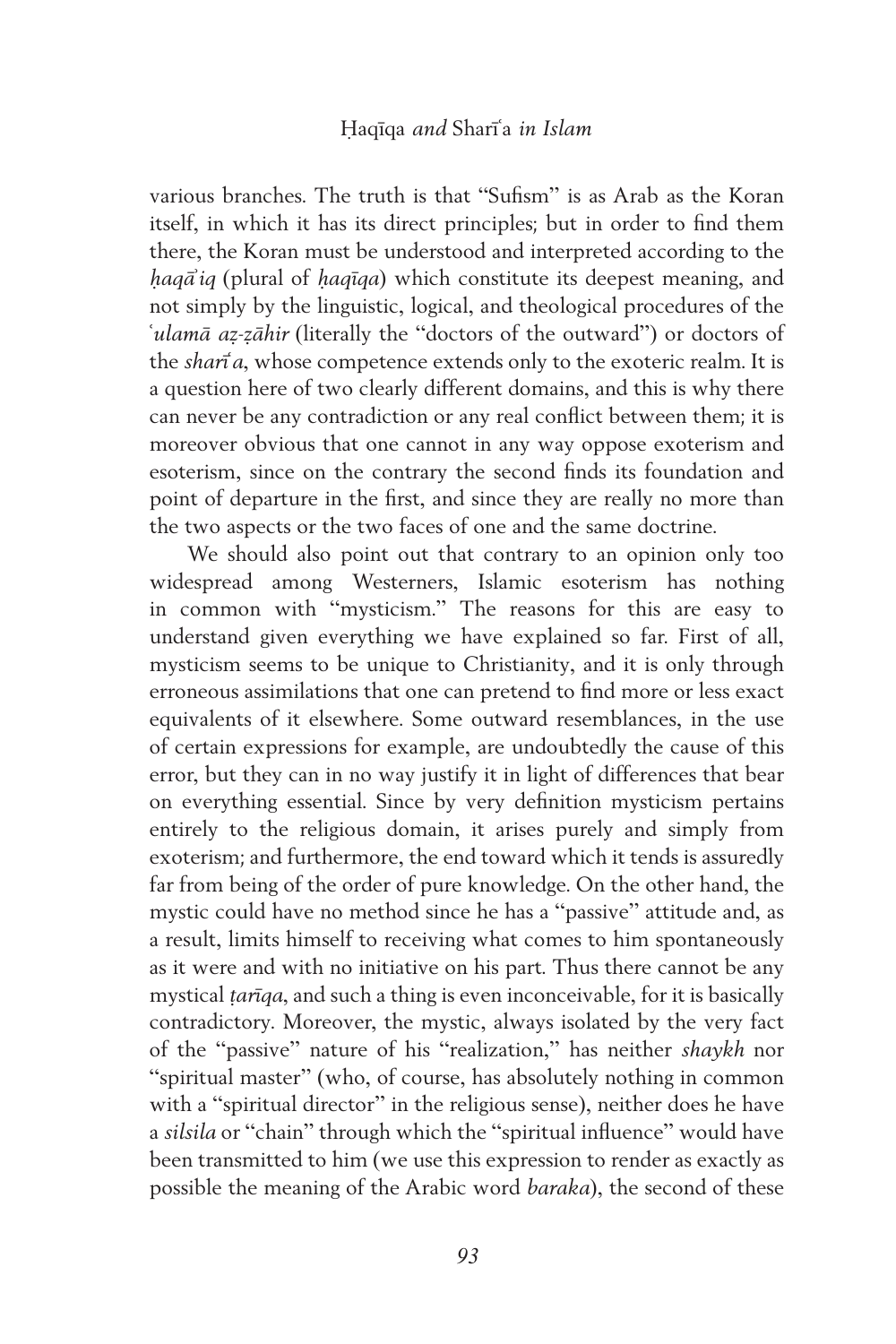various branches. The truth is that "Sufism" is as Arab as the Koran itself, in which it has its direct principles; but in order to find them there, the Koran must be understood and interpreted according to the *ḥaqāʾiq* (plural of *ḥaqīqa*) which constitute its deepest meaning, and not simply by the linguistic, logical, and theological procedures of the *ʿulamā aẓ-ẓāhir* (literally the "doctors of the outward") or doctors of the *sharīʿa*, whose competence extends only to the exoteric realm. It is a question here of two clearly different domains, and this is why there can never be any contradiction or any real conflict between them; it is moreover obvious that one cannot in any way oppose exoterism and esoterism, since on the contrary the second finds its foundation and point of departure in the first, and since they are really no more than the two aspects or the two faces of one and the same doctrine.

We should also point out that contrary to an opinion only too widespread among Westerners, Islamic esoterism has nothing in common with "mysticism." The reasons for this are easy to understand given everything we have explained so far. First of all, mysticism seems to be unique to Christianity, and it is only through erroneous assimilations that one can pretend to find more or less exact equivalents of it elsewhere. Some outward resemblances, in the use of certain expressions for example, are undoubtedly the cause of this error, but they can in no way justify it in light of differences that bear on everything essential. Since by very definition mysticism pertains entirely to the religious domain, it arises purely and simply from exoterism; and furthermore, the end toward which it tends is assuredly far from being of the order of pure knowledge. On the other hand, the mystic could have no method since he has a "passive" attitude and, as a result, limits himself to receiving what comes to him spontaneously as it were and with no initiative on his part. Thus there cannot be any mystical *ṭarīqa*, and such a thing is even inconceivable, for it is basically contradictory. Moreover, the mystic, always isolated by the very fact of the "passive" nature of his "realization," has neither *shaykh* nor "spiritual master" (who, of course, has absolutely nothing in common with a "spiritual director" in the religious sense), neither does he have a *silsila* or "chain" through which the "spiritual influence" would have been transmitted to him (we use this expression to render as exactly as possible the meaning of the Arabic word *baraka*), the second of these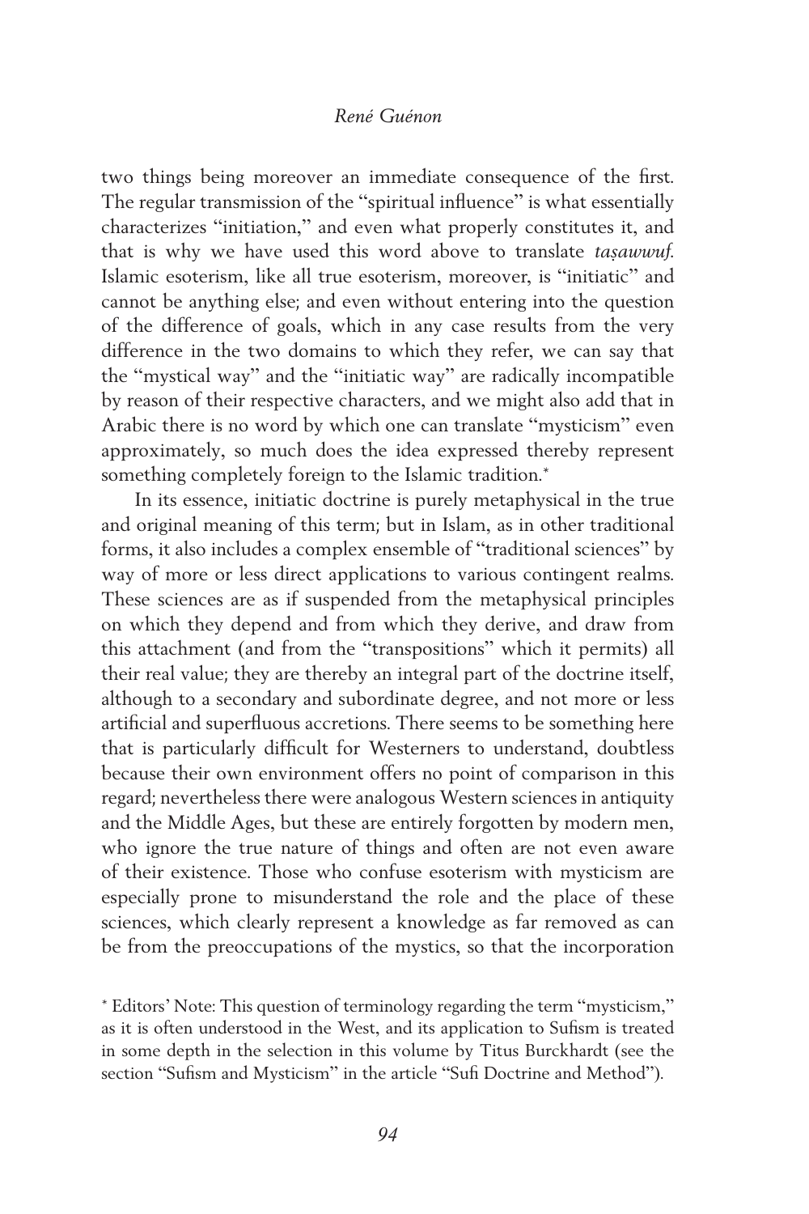two things being moreover an immediate consequence of the first. The regular transmission of the "spiritual influence" is what essentially characterizes "initiation," and even what properly constitutes it, and that is why we have used this word above to translate *taṣawwuf*. Islamic esoterism, like all true esoterism, moreover, is "initiatic" and cannot be anything else; and even without entering into the question of the difference of goals, which in any case results from the very difference in the two domains to which they refer, we can say that the "mystical way" and the "initiatic way" are radically incompatible by reason of their respective characters, and we might also add that in Arabic there is no word by which one can translate "mysticism" even approximately, so much does the idea expressed thereby represent something completely foreign to the Islamic tradition.*

In its essence, initiatic doctrine is purely metaphysical in the true and original meaning of this term; but in Islam, as in other traditional forms, it also includes a complex ensemble of "traditional sciences" by way of more or less direct applications to various contingent realms. These sciences are as if suspended from the metaphysical principles on which they depend and from which they derive, and draw from this attachment (and from the "transpositions" which it permits) all their real value; they are thereby an integral part of the doctrine itself, although to a secondary and subordinate degree, and not more or less artificial and superfluous accretions. There seems to be something here that is particularly difficult for Westerners to understand, doubtless because their own environment offers no point of comparison in this regard; nevertheless there were analogous Western sciences in antiquity and the Middle Ages, but these are entirely forgotten by modern men, who ignore the true nature of things and often are not even aware of their existence. Those who confuse esoterism with mysticism are especially prone to misunderstand the role and the place of these sciences, which clearly represent a knowledge as far removed as can be from the preoccupations of the mystics, so that the incorporation

* Editors' Note: This question of terminology regarding the term "mysticism," as it is often understood in the West, and its application to Sufism is treated in some depth in the selection in this volume by Titus Burckhardt (see the section "Sufism and Mysticism" in the article "Sufi Doctrine and Method").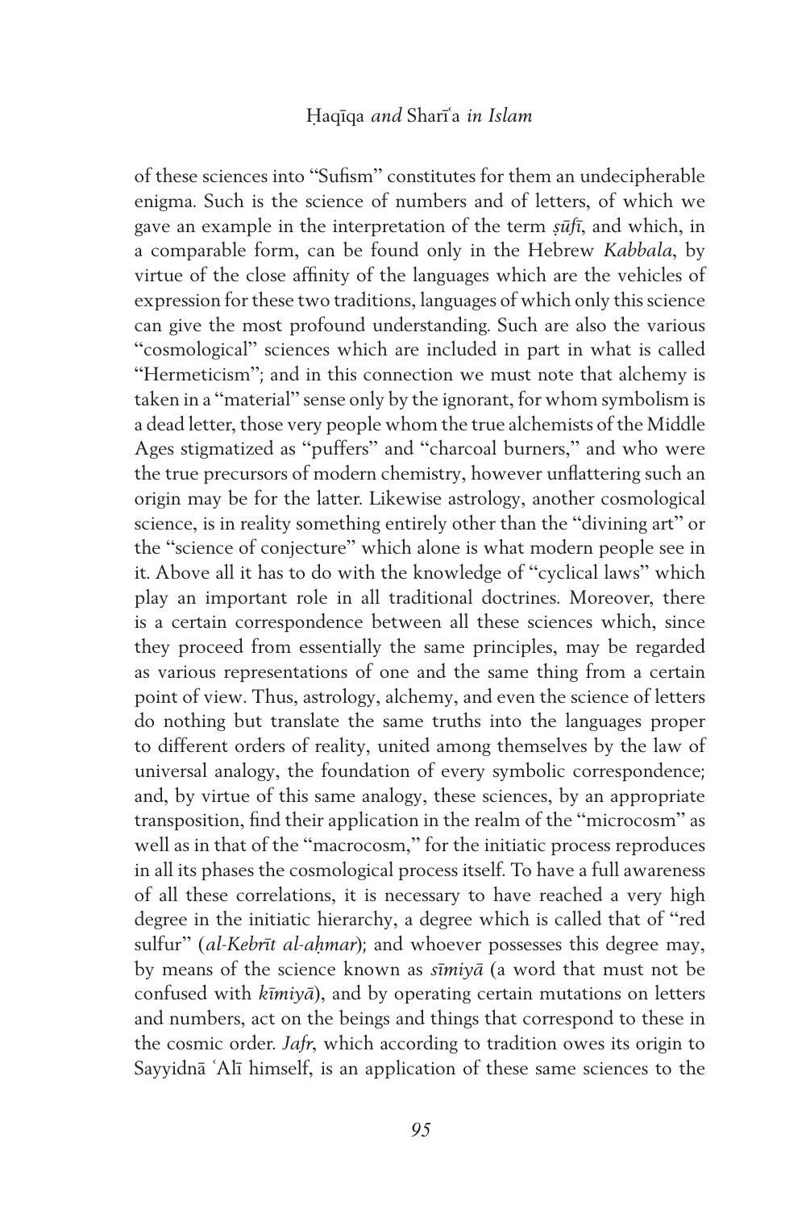of these sciences into "Sufism" constitutes for them an undecipherable enigma. Such is the science of numbers and of letters, of which we gave an example in the interpretation of the term *ṣūfī*, and which, in a comparable form, can be found only in the Hebrew *Kabbala*, by virtue of the close affinity of the languages which are the vehicles of expression for these two traditions, languages of which only this science can give the most profound understanding. Such are also the various "cosmological" sciences which are included in part in what is called "Hermeticism"; and in this connection we must note that alchemy is taken in a "material" sense only by the ignorant, for whom symbolism is a dead letter, those very people whom the true alchemists of the Middle Ages stigmatized as "puffers" and "charcoal burners," and who were the true precursors of modern chemistry, however unflattering such an origin may be for the latter. Likewise astrology, another cosmological science, is in reality something entirely other than the "divining art" or the "science of conjecture" which alone is what modern people see in it. Above all it has to do with the knowledge of "cyclical laws" which play an important role in all traditional doctrines. Moreover, there is a certain correspondence between all these sciences which, since they proceed from essentially the same principles, may be regarded as various representations of one and the same thing from a certain point of view. Thus, astrology, alchemy, and even the science of letters do nothing but translate the same truths into the languages proper to different orders of reality, united among themselves by the law of universal analogy, the foundation of every symbolic correspondence; and, by virtue of this same analogy, these sciences, by an appropriate transposition, find their application in the realm of the "microcosm" as well as in that of the "macrocosm," for the initiatic process reproduces in all its phases the cosmological process itself. To have a full awareness of all these correlations, it is necessary to have reached a very high degree in the initiatic hierarchy, a degree which is called that of "red sulfur" (*al-Kebrīt al-aḥmar*); and whoever possesses this degree may, by means of the science known as *sīmiyā* (a word that must not be confused with *kīmiyā*), and by operating certain mutations on letters and numbers, act on the beings and things that correspond to these in the cosmic order. *Jafr*, which according to tradition owes its origin to Sayyidnā ʿAlī himself, is an application of these same sciences to the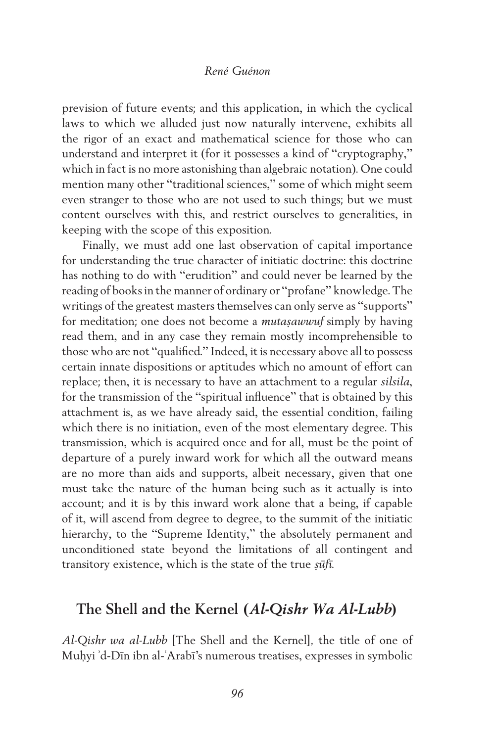prevision of future events; and this application, in which the cyclical laws to which we alluded just now naturally intervene, exhibits all the rigor of an exact and mathematical science for those who can understand and interpret it (for it possesses a kind of "cryptography," which in fact is no more astonishing than algebraic notation). One could mention many other "traditional sciences," some of which might seem even stranger to those who are not used to such things; but we must content ourselves with this, and restrict ourselves to generalities, in keeping with the scope of this exposition.

Finally, we must add one last observation of capital importance for understanding the true character of initiatic doctrine: this doctrine has nothing to do with "erudition" and could never be learned by the reading of books in the manner of ordinary or "profane" knowledge. The writings of the greatest masters themselves can only serve as "supports" for meditation; one does not become a *mutaṣawwuf* simply by having read them, and in any case they remain mostly incomprehensible to those who are not "qualified." Indeed, it is necessary above all to possess certain innate dispositions or aptitudes which no amount of effort can replace; then, it is necessary to have an attachment to a regular *silsila*, for the transmission of the "spiritual influence" that is obtained by this attachment is, as we have already said, the essential condition, failing which there is no initiation, even of the most elementary degree. This transmission, which is acquired once and for all, must be the point of departure of a purely inward work for which all the outward means are no more than aids and supports, albeit necessary, given that one must take the nature of the human being such as it actually is into account; and it is by this inward work alone that a being, if capable of it, will ascend from degree to degree, to the summit of the initiatic hierarchy, to the "Supreme Identity," the absolutely permanent and unconditioned state beyond the limitations of all contingent and transitory existence, which is the state of the true *ṣūfī*.

## The Shell and the Kernel (*Al-Qishr Wa Al-Lubb*)

*Al-Qishr wa al-Lubb* [The Shell and the Kernel], the title of one of Muḥyi ʾd-Dīn ibn al-ʿArabī's numerous treatises, expresses in symbolic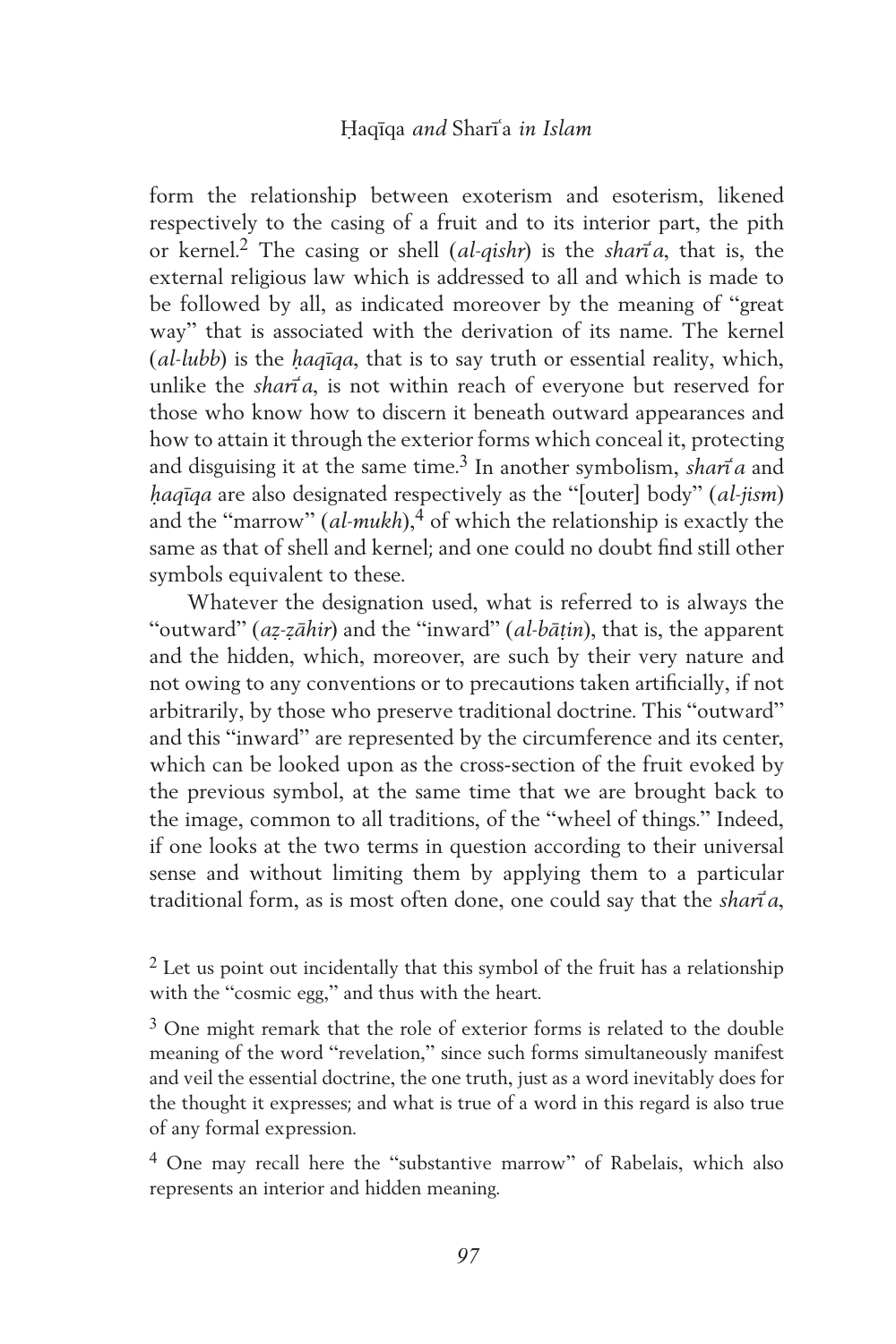form the relationship between exoterism and esoterism, likened respectively to the casing of a fruit and to its interior part, the pith or kernel.[2] The casing or shell (*al-qishr*) is the *sharīʿa*, that is, the external religious law which is addressed to all and which is made to be followed by all, as indicated moreover by the meaning of "great way" that is associated with the derivation of its name. The kernel (*al-lubb*) is the *ḥaqīqa*, that is to say truth or essential reality, which, unlike the *sharīʿa*, is not within reach of everyone but reserved for those who know how to discern it beneath outward appearances and how to attain it through the exterior forms which conceal it, protecting and disguising it at the same time.[3] In another symbolism, *sharīʿa* and *ḥaqīqa* are also designated respectively as the "[outer] body" (*al-jism*) and the "marrow" (*al-mukh*),[4] of which the relationship is exactly the same as that of shell and kernel; and one could no doubt find still other symbols equivalent to these.

Whatever the designation used, what is referred to is always the "outward" (*aẓ-ẓāhir*) and the "inward" (*al-bāṭin*), that is, the apparent and the hidden, which, moreover, are such by their very nature and not owing to any conventions or to precautions taken artificially, if not arbitrarily, by those who preserve traditional doctrine. This "outward" and this "inward" are represented by the circumference and its center, which can be looked upon as the cross-section of the fruit evoked by the previous symbol, at the same time that we are brought back to the image, common to all traditions, of the "wheel of things." Indeed, if one looks at the two terms in question according to their universal sense and without limiting them by applying them to a particular traditional form, as is most often done, one could say that the *sharīʿa*,

[2] Let us point out incidentally that this symbol of the fruit has a relationship with the "cosmic egg," and thus with the heart.

[3] One might remark that the role of exterior forms is related to the double meaning of the word "revelation," since such forms simultaneously manifest and veil the essential doctrine, the one truth, just as a word inevitably does for the thought it expresses; and what is true of a word in this regard is also true of any formal expression.

[4] One may recall here the "substantive marrow" of Rabelais, which also represents an interior and hidden meaning.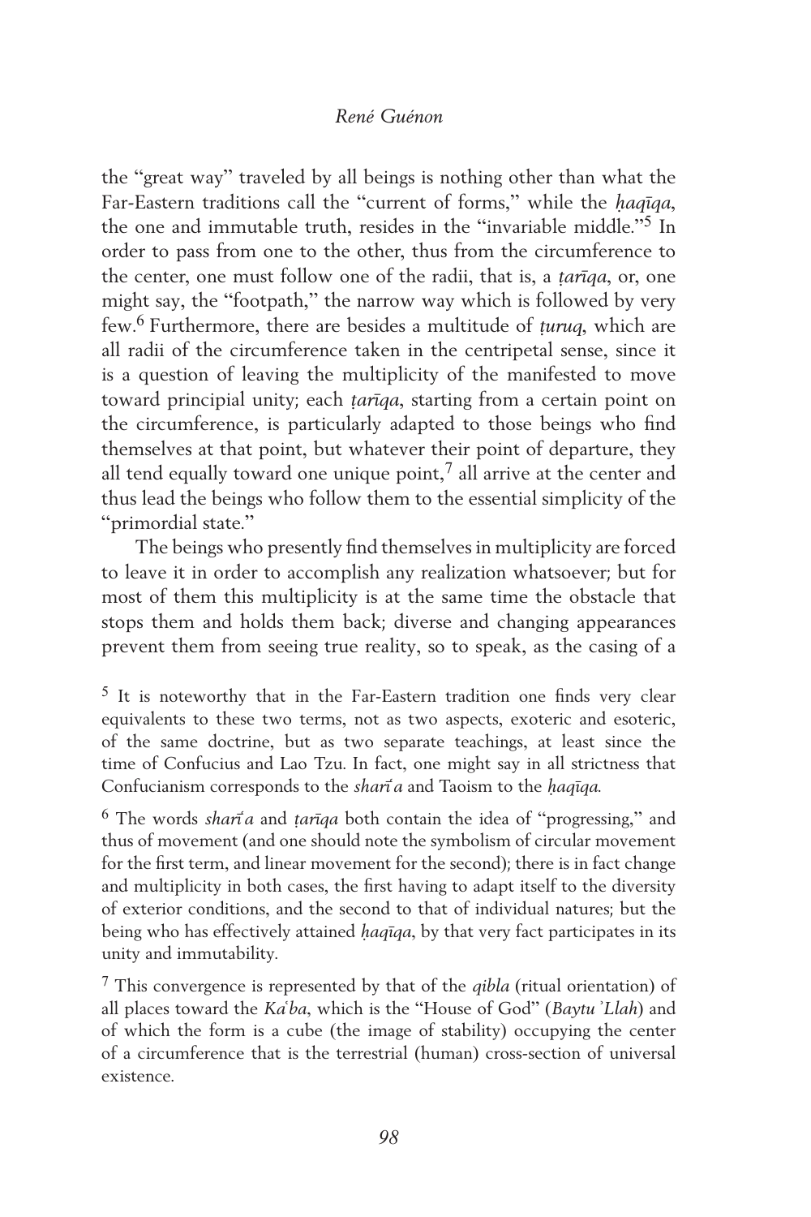the "great way" traveled by all beings is nothing other than what the Far-Eastern traditions call the "current of forms," while the *ḥaqīqa*, the one and immutable truth, resides in the "invariable middle."[5] In order to pass from one to the other, thus from the circumference to the center, one must follow one of the radii, that is, a *ṭarīqa*, or, one might say, the "footpath," the narrow way which is followed by very few.[6] Furthermore, there are besides a multitude of *ṭuruq*, which are all radii of the circumference taken in the centripetal sense, since it is a question of leaving the multiplicity of the manifested to move toward principial unity; each *ṭarīqa*, starting from a certain point on the circumference, is particularly adapted to those beings who find themselves at that point, but whatever their point of departure, they all tend equally toward one unique point,[7] all arrive at the center and thus lead the beings who follow them to the essential simplicity of the "primordial state."

The beings who presently find themselves in multiplicity are forced to leave it in order to accomplish any realization whatsoever; but for most of them this multiplicity is at the same time the obstacle that stops them and holds them back; diverse and changing appearances prevent them from seeing true reality, so to speak, as the casing of a

[5] It is noteworthy that in the Far-Eastern tradition one finds very clear equivalents to these two terms, not as two aspects, exoteric and esoteric, of the same doctrine, but as two separate teachings, at least since the time of Confucius and Lao Tzu. In fact, one might say in all strictness that Confucianism corresponds to the *sharīʿa* and Taoism to the *ḥaqīqa.*

[6] The words *sharīʿa* and *ṭarīqa* both contain the idea of "progressing," and thus of movement (and one should note the symbolism of circular movement for the first term, and linear movement for the second); there is in fact change and multiplicity in both cases, the first having to adapt itself to the diversity of exterior conditions, and the second to that of individual natures; but the being who has effectively attained *ḥaqīqa*, by that very fact participates in its unity and immutability.

[7] This convergence is represented by that of the *qibla* (ritual orientation) of all places toward the *Kaʿba*, which is the "House of God" (*Baytu ʾLlah*) and of which the form is a cube (the image of stability) occupying the center of a circumference that is the terrestrial (human) cross-section of universal existence.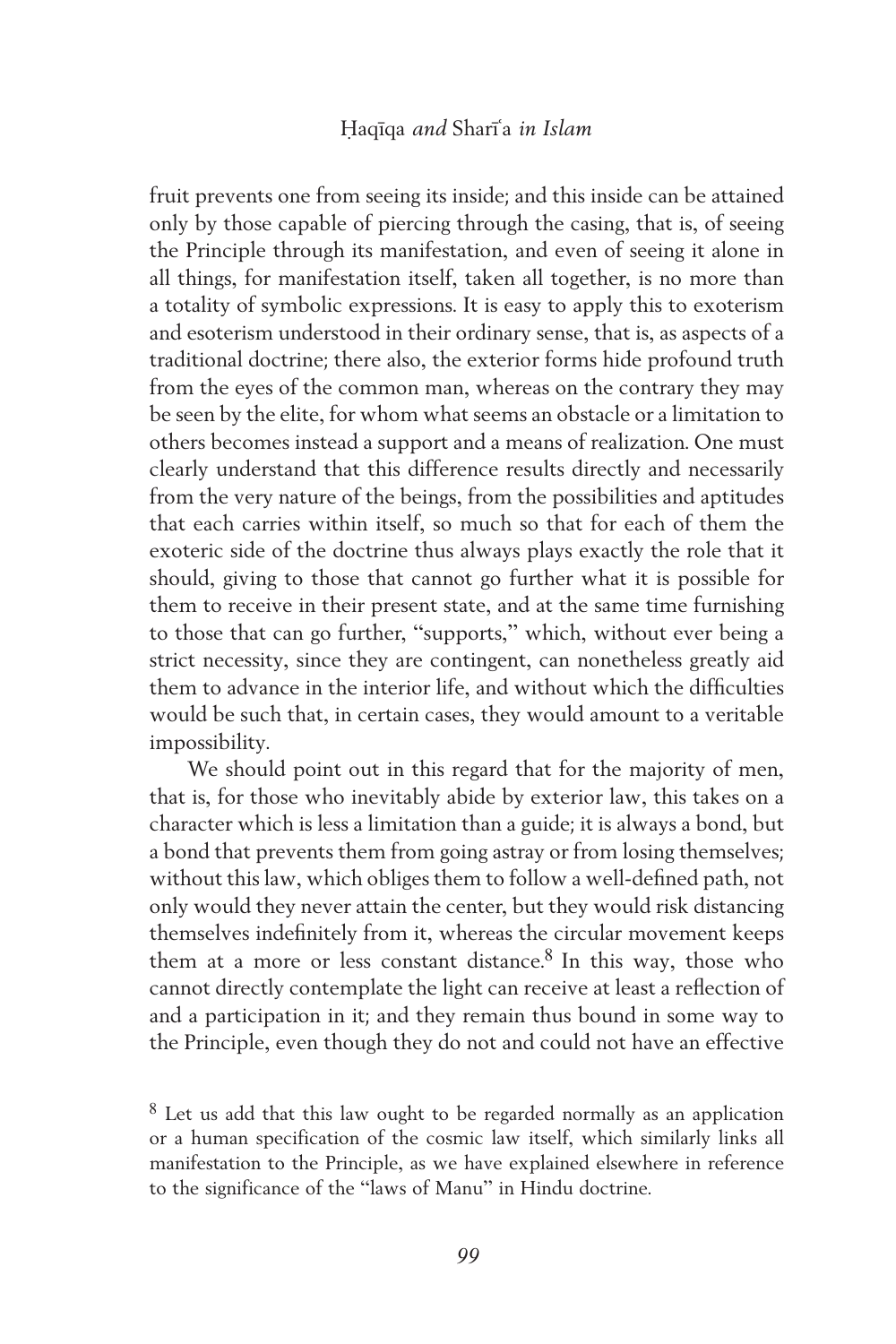fruit prevents one from seeing its inside; and this inside can be attained only by those capable of piercing through the casing, that is, of seeing the Principle through its manifestation, and even of seeing it alone in all things, for manifestation itself, taken all together, is no more than a totality of symbolic expressions. It is easy to apply this to exoterism and esoterism understood in their ordinary sense, that is, as aspects of a traditional doctrine; there also, the exterior forms hide profound truth from the eyes of the common man, whereas on the contrary they may be seen by the elite, for whom what seems an obstacle or a limitation to others becomes instead a support and a means of realization. One must clearly understand that this difference results directly and necessarily from the very nature of the beings, from the possibilities and aptitudes that each carries within itself, so much so that for each of them the exoteric side of the doctrine thus always plays exactly the role that it should, giving to those that cannot go further what it is possible for them to receive in their present state, and at the same time furnishing to those that can go further, "supports," which, without ever being a strict necessity, since they are contingent, can nonetheless greatly aid them to advance in the interior life, and without which the difficulties would be such that, in certain cases, they would amount to a veritable impossibility.

We should point out in this regard that for the majority of men, that is, for those who inevitably abide by exterior law, this takes on a character which is less a limitation than a guide; it is always a bond, but a bond that prevents them from going astray or from losing themselves; without this law, which obliges them to follow a well-defined path, not only would they never attain the center, but they would risk distancing themselves indefinitely from it, whereas the circular movement keeps them at a more or less constant distance.[8] In this way, those who cannot directly contemplate the light can receive at least a reflection of and a participation in it; and they remain thus bound in some way to the Principle, even though they do not and could not have an effective

[8] Let us add that this law ought to be regarded normally as an application or a human specification of the cosmic law itself, which similarly links all manifestation to the Principle, as we have explained elsewhere in reference to the significance of the "laws of Manu" in Hindu doctrine.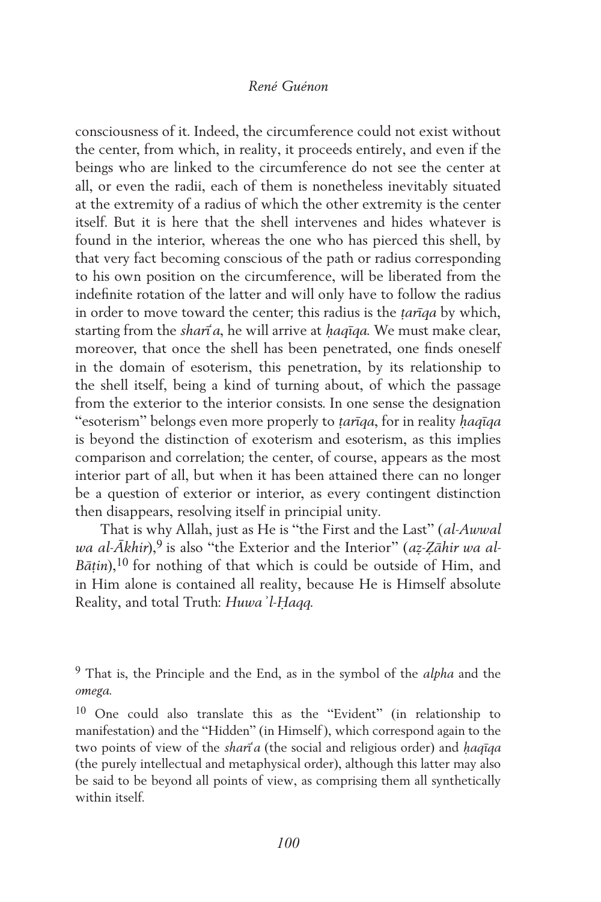consciousness of it. Indeed, the circumference could not exist without the center, from which, in reality, it proceeds entirely, and even if the beings who are linked to the circumference do not see the center at all, or even the radii, each of them is nonetheless inevitably situated at the extremity of a radius of which the other extremity is the center itself. But it is here that the shell intervenes and hides whatever is found in the interior, whereas the one who has pierced this shell, by that very fact becoming conscious of the path or radius corresponding to his own position on the circumference, will be liberated from the indefinite rotation of the latter and will only have to follow the radius in order to move toward the center; this radius is the *ṭarīqa* by which, starting from the *sharīʿa*, he will arrive at *ḥaqīqa*. We must make clear, moreover, that once the shell has been penetrated, one finds oneself in the domain of esoterism, this penetration, by its relationship to the shell itself, being a kind of turning about, of which the passage from the exterior to the interior consists. In one sense the designation "esoterism" belongs even more properly to *ṭarīqa*, for in reality *ḥaqīqa* is beyond the distinction of exoterism and esoterism, as this implies comparison and correlation; the center, of course, appears as the most interior part of all, but when it has been attained there can no longer be a question of exterior or interior, as every contingent distinction then disappears, resolving itself in principial unity.

That is why Allah, just as He is "the First and the Last" (*al-Awwal wa al-Ākhir*),[9] is also "the Exterior and the Interior" (*aẓ-Ẓāhir wa al-Bāṭin*),[10] for nothing of that which is could be outside of Him, and in Him alone is contained all reality, because He is Himself absolute Reality, and total Truth: *Huwa ʾl-Ḥaqq*.

---

[9] That is, the Principle and the End, as in the symbol of the *alpha* and the *omega*.

[10] One could also translate this as the "Evident" (in relationship to manifestation) and the "Hidden" (in Himself), which correspond again to the two points of view of the *sharīʿa* (the social and religious order) and *ḥaqīqa* (the purely intellectual and metaphysical order), although this latter may also be said to be beyond all points of view, as comprising them all synthetically within itself.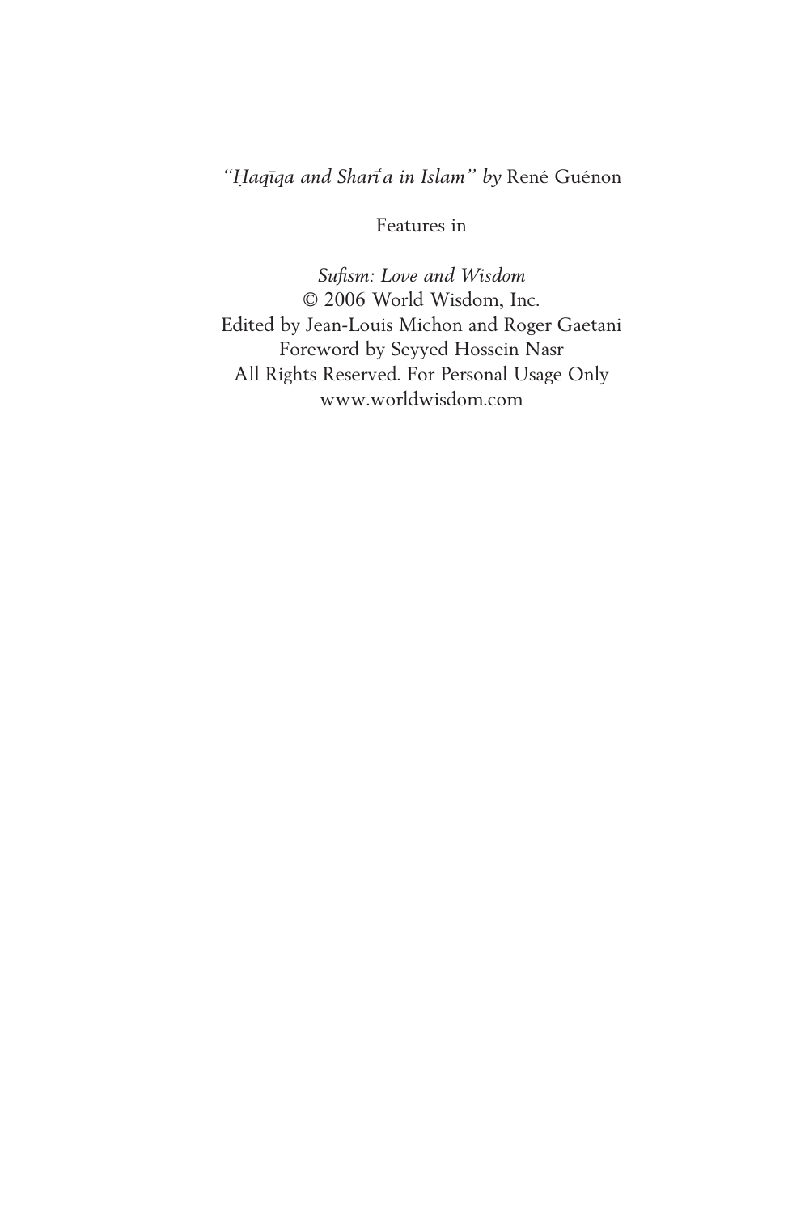*"Ḥaqīqa and Sharī'a in Islam" by* René Guénon

Features in

*Sufism: Love and Wisdom*
© 2006 World Wisdom, Inc.
Edited by Jean-Louis Michon and Roger Gaetani
Foreword by Seyyed Hossein Nasr
All Rights Reserved. For Personal Usage Only
www.worldwisdom.com